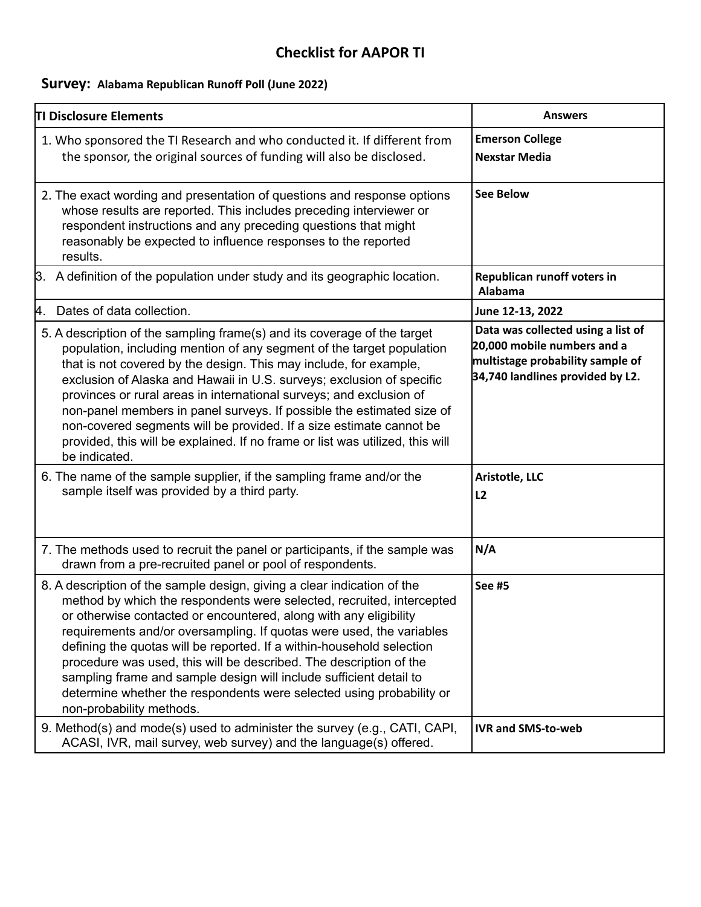# Checklist for AAPOR TI

## Survey: Alabama Republican Runoff Poll (June 2022)

| TI Disclosure Elements | Answers |
|---|---|
| 1. Who sponsored the TI Research and who conducted it. If different from the sponsor, the original sources of funding will also be disclosed. | **Emerson College**<br>**Nexstar Media** |
| 2. The exact wording and presentation of questions and response options whose results are reported. This includes preceding interviewer or respondent instructions and any preceding questions that might reasonably be expected to influence responses to the reported results. | **See Below** |
| 3. A definition of the population under study and its geographic location. | **Republican runoff voters in Alabama** |
| 4. Dates of data collection. | **June 12-13, 2022** |
| 5. A description of the sampling frame(s) and its coverage of the target population, including mention of any segment of the target population that is not covered by the design. This may include, for example, exclusion of Alaska and Hawaii in U.S. surveys; exclusion of specific provinces or rural areas in international surveys; and exclusion of non-panel members in panel surveys. If possible the estimated size of non-covered segments will be provided. If a size estimate cannot be provided, this will be explained. If no frame or list was utilized, this will be indicated. | **Data was collected using a list of 20,000 mobile numbers and a multistage probability sample of 34,740 landlines provided by L2.** |
| 6. The name of the sample supplier, if the sampling frame and/or the sample itself was provided by a third party. | **Aristotle, LLC**<br>**L2** |
| 7. The methods used to recruit the panel or participants, if the sample was drawn from a pre-recruited panel or pool of respondents. | **N/A** |
| 8. A description of the sample design, giving a clear indication of the method by which the respondents were selected, recruited, intercepted or otherwise contacted or encountered, along with any eligibility requirements and/or oversampling. If quotas were used, the variables defining the quotas will be reported. If a within-household selection procedure was used, this will be described. The description of the sampling frame and sample design will include sufficient detail to determine whether the respondents were selected using probability or non-probability methods. | **See #5** |
| 9. Method(s) and mode(s) used to administer the survey (e.g., CATI, CAPI, ACASI, IVR, mail survey, web survey) and the language(s) offered. | **IVR and SMS-to-web** |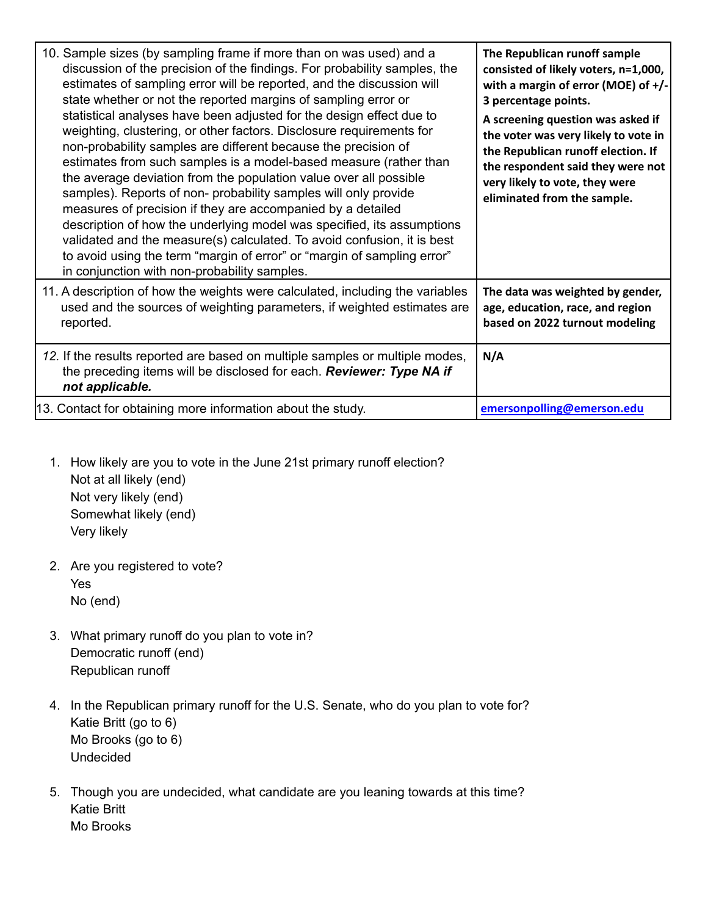| | |
|---|---|
| 10. Sample sizes (by sampling frame if more than on was used) and a discussion of the precision of the findings. For probability samples, the estimates of sampling error will be reported, and the discussion will state whether or not the reported margins of sampling error or statistical analyses have been adjusted for the design effect due to weighting, clustering, or other factors. Disclosure requirements for non-probability samples are different because the precision of estimates from such samples is a model-based measure (rather than the average deviation from the population value over all possible samples). Reports of non- probability samples will only provide measures of precision if they are accompanied by a detailed description of how the underlying model was specified, its assumptions validated and the measure(s) calculated. To avoid confusion, it is best to avoid using the term "margin of error" or "margin of sampling error" in conjunction with non-probability samples. | **The Republican runoff sample consisted of likely voters, n=1,000, with a margin of error (MOE) of +/- 3 percentage points.** **A screening question was asked if the voter was very likely to vote in the Republican runoff election. If the respondent said they were not very likely to vote, they were eliminated from the sample.** |
| 11. A description of how the weights were calculated, including the variables used and the sources of weighting parameters, if weighted estimates are reported. | **The data was weighted by gender, age, education, race, and region based on 2022 turnout modeling** |
| *12.* If the results reported are based on multiple samples or multiple modes, the preceding items will be disclosed for each. ***Reviewer: Type NA if not applicable.*** | **N/A** |
| 13. Contact for obtaining more information about the study. | **emersonpolling@emerson.edu** |

1. How likely are you to vote in the June 21st primary runoff election?
   Not at all likely (end)
   Not very likely (end)
   Somewhat likely (end)
   Very likely

2. Are you registered to vote?
   Yes
   No (end)

3. What primary runoff do you plan to vote in?
   Democratic runoff (end)
   Republican runoff

4. In the Republican primary runoff for the U.S. Senate, who do you plan to vote for?
   Katie Britt (go to 6)
   Mo Brooks (go to 6)
   Undecided

5. Though you are undecided, what candidate are you leaning towards at this time?
   Katie Britt
   Mo Brooks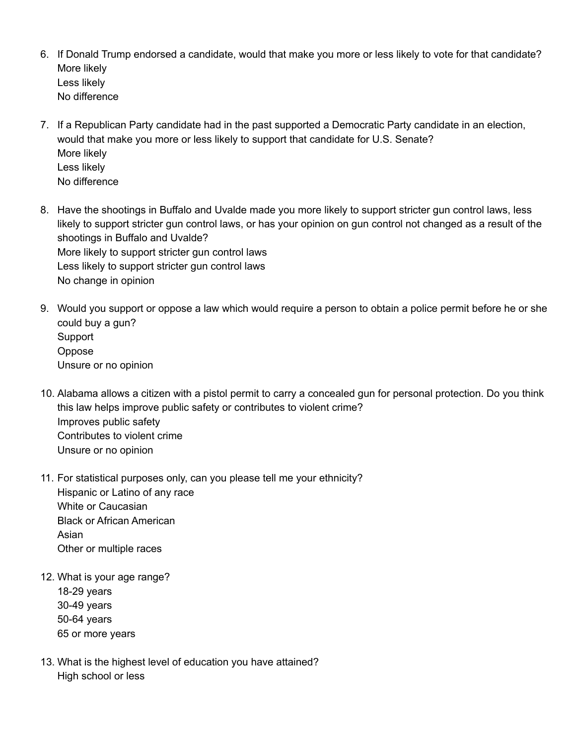6. If Donald Trump endorsed a candidate, would that make you more or less likely to vote for that candidate?
   More likely
   Less likely
   No difference

7. If a Republican Party candidate had in the past supported a Democratic Party candidate in an election, would that make you more or less likely to support that candidate for U.S. Senate?
   More likely
   Less likely
   No difference

8. Have the shootings in Buffalo and Uvalde made you more likely to support stricter gun control laws, less likely to support stricter gun control laws, or has your opinion on gun control not changed as a result of the shootings in Buffalo and Uvalde?
   More likely to support stricter gun control laws
   Less likely to support stricter gun control laws
   No change in opinion

9. Would you support or oppose a law which would require a person to obtain a police permit before he or she could buy a gun?
   Support
   Oppose
   Unsure or no opinion

10. Alabama allows a citizen with a pistol permit to carry a concealed gun for personal protection. Do you think this law helps improve public safety or contributes to violent crime?
    Improves public safety
    Contributes to violent crime
    Unsure or no opinion

11. For statistical purposes only, can you please tell me your ethnicity?
    Hispanic or Latino of any race
    White or Caucasian
    Black or African American
    Asian
    Other or multiple races

12. What is your age range?
    18-29 years
    30-49 years
    50-64 years
    65 or more years

13. What is the highest level of education you have attained?
    High school or less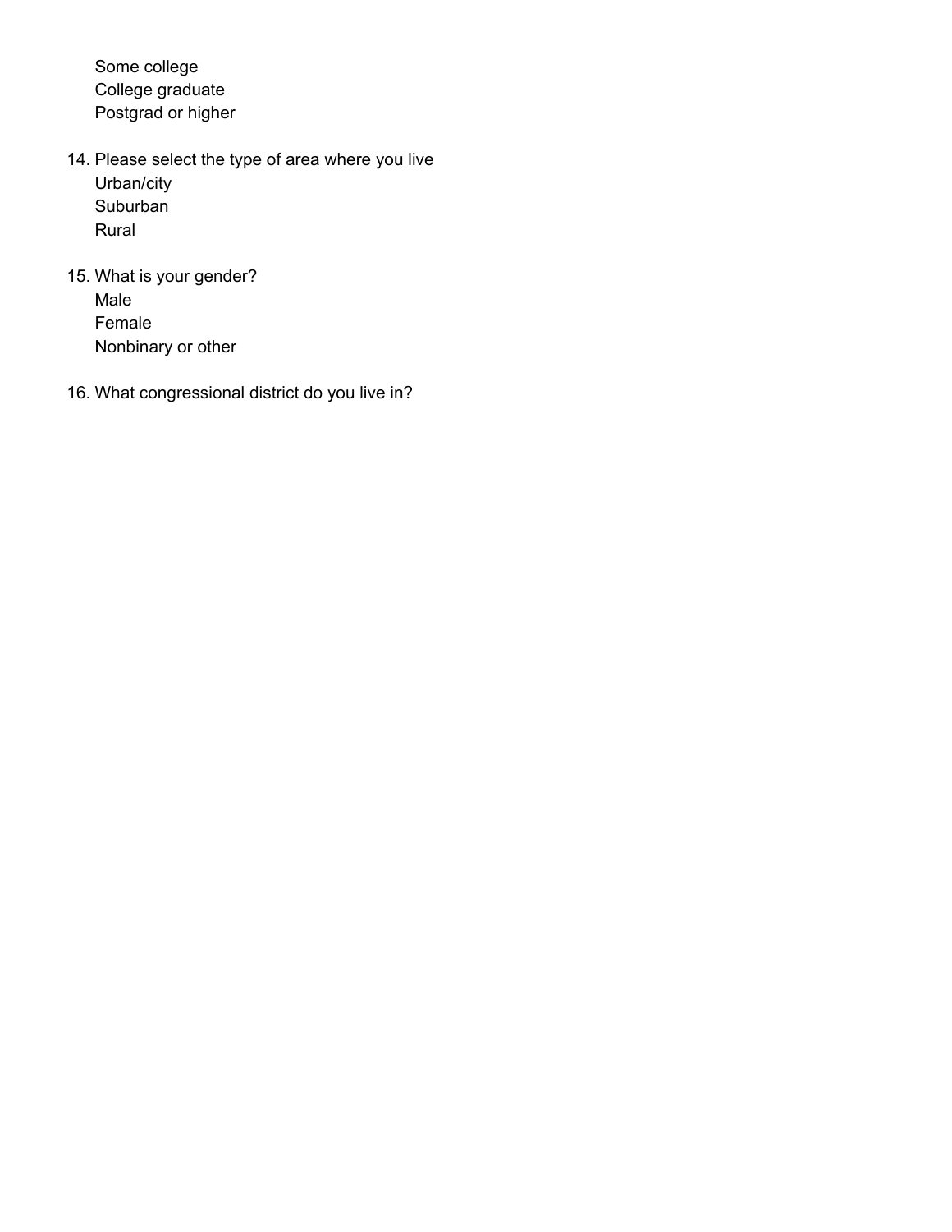Some college
College graduate
Postgrad or higher

14. Please select the type of area where you live
    Urban/city
    Suburban
    Rural

15. What is your gender?
    Male
    Female
    Nonbinary or other

16. What congressional district do you live in?